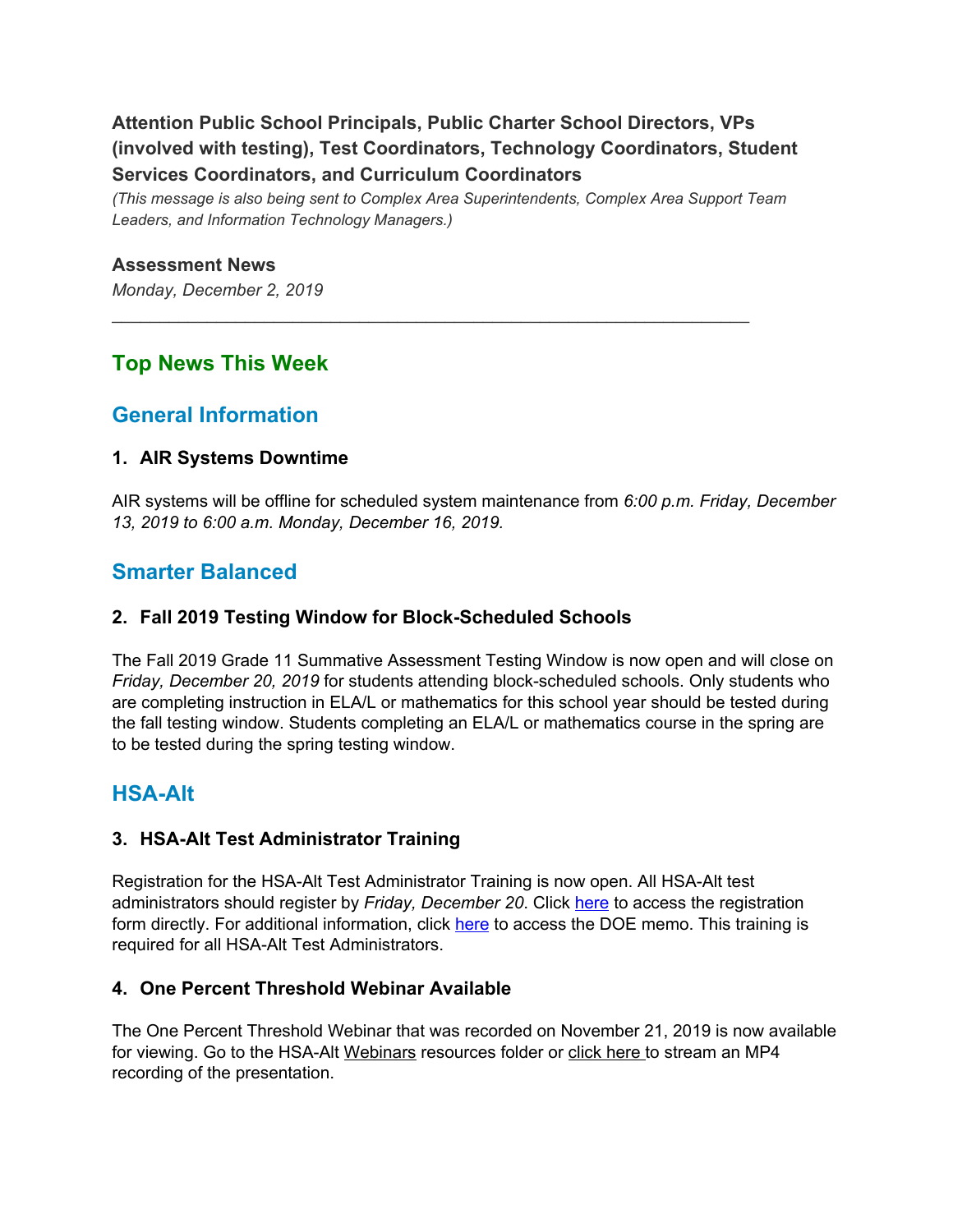**Attention Public School Principals, Public Charter School Directors, VPs (involved with testing), Test Coordinators, Technology Coordinators, Student Services Coordinators, and Curriculum Coordinators**

*(This message is also being sent to Complex Area Superintendents, Complex Area Support Team Leaders, and Information Technology Managers.)*

**Assessment News**

*Monday, December 2, 2019*

---

## Top News This Week

## General Information

### 1. AIR Systems Downtime

AIR systems will be offline for scheduled system maintenance from *6:00 p.m. Friday, December 13, 2019 to 6:00 a.m. Monday, December 16, 2019.*

## Smarter Balanced

### 2. Fall 2019 Testing Window for Block-Scheduled Schools

The Fall 2019 Grade 11 Summative Assessment Testing Window is now open and will close on *Friday, December 20, 2019* for students attending block-scheduled schools. Only students who are completing instruction in ELA/L or mathematics for this school year should be tested during the fall testing window. Students completing an ELA/L or mathematics course in the spring are to be tested during the spring testing window.

## HSA-Alt

### 3. HSA-Alt Test Administrator Training

Registration for the HSA-Alt Test Administrator Training is now open. All HSA-Alt test administrators should register by *Friday, December 20*. Click here to access the registration form directly. For additional information, click here to access the DOE memo. This training is required for all HSA-Alt Test Administrators.

### 4. One Percent Threshold Webinar Available

The One Percent Threshold Webinar that was recorded on November 21, 2019 is now available for viewing. Go to the HSA-Alt Webinars resources folder or click here to stream an MP4 recording of the presentation.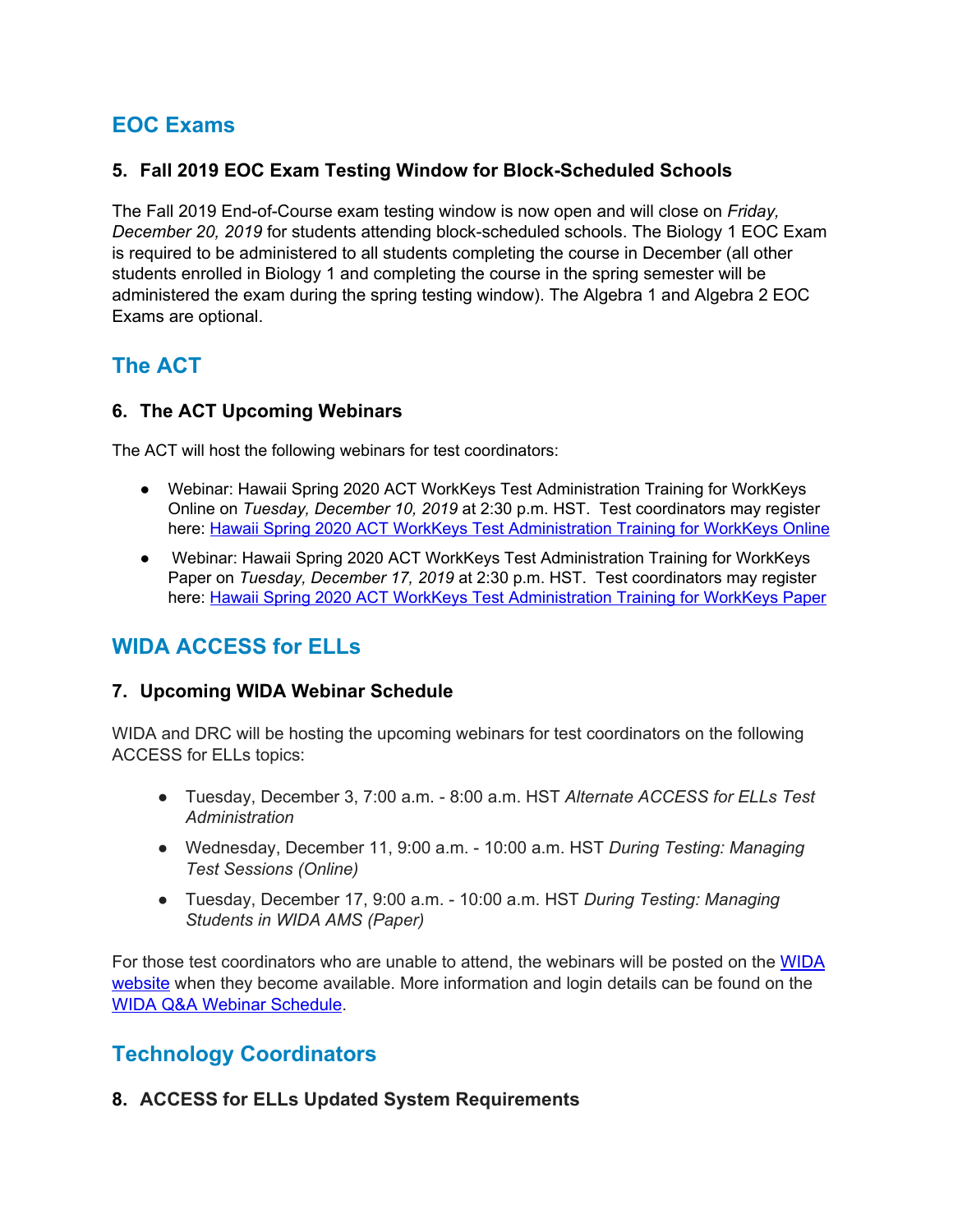## EOC Exams

### 5. Fall 2019 EOC Exam Testing Window for Block-Scheduled Schools

The Fall 2019 End-of-Course exam testing window is now open and will close on *Friday, December 20, 2019* for students attending block-scheduled schools. The Biology 1 EOC Exam is required to be administered to all students completing the course in December (all other students enrolled in Biology 1 and completing the course in the spring semester will be administered the exam during the spring testing window). The Algebra 1 and Algebra 2 EOC Exams are optional.

## The ACT

### 6. The ACT Upcoming Webinars

The ACT will host the following webinars for test coordinators:

- Webinar: Hawaii Spring 2020 ACT WorkKeys Test Administration Training for WorkKeys Online on *Tuesday, December 10, 2019* at 2:30 p.m. HST. Test coordinators may register here: Hawaii Spring 2020 ACT WorkKeys Test Administration Training for WorkKeys Online
- Webinar: Hawaii Spring 2020 ACT WorkKeys Test Administration Training for WorkKeys Paper on *Tuesday, December 17, 2019* at 2:30 p.m. HST. Test coordinators may register here: Hawaii Spring 2020 ACT WorkKeys Test Administration Training for WorkKeys Paper

## WIDA ACCESS for ELLs

### 7. Upcoming WIDA Webinar Schedule

WIDA and DRC will be hosting the upcoming webinars for test coordinators on the following ACCESS for ELLs topics:

- Tuesday, December 3, 7:00 a.m. - 8:00 a.m. HST *Alternate ACCESS for ELLs Test Administration*
- Wednesday, December 11, 9:00 a.m. - 10:00 a.m. HST *During Testing: Managing Test Sessions (Online)*
- Tuesday, December 17, 9:00 a.m. - 10:00 a.m. HST *During Testing: Managing Students in WIDA AMS (Paper)*

For those test coordinators who are unable to attend, the webinars will be posted on the WIDA website when they become available. More information and login details can be found on the WIDA Q&A Webinar Schedule.

## Technology Coordinators

### 8. ACCESS for ELLs Updated System Requirements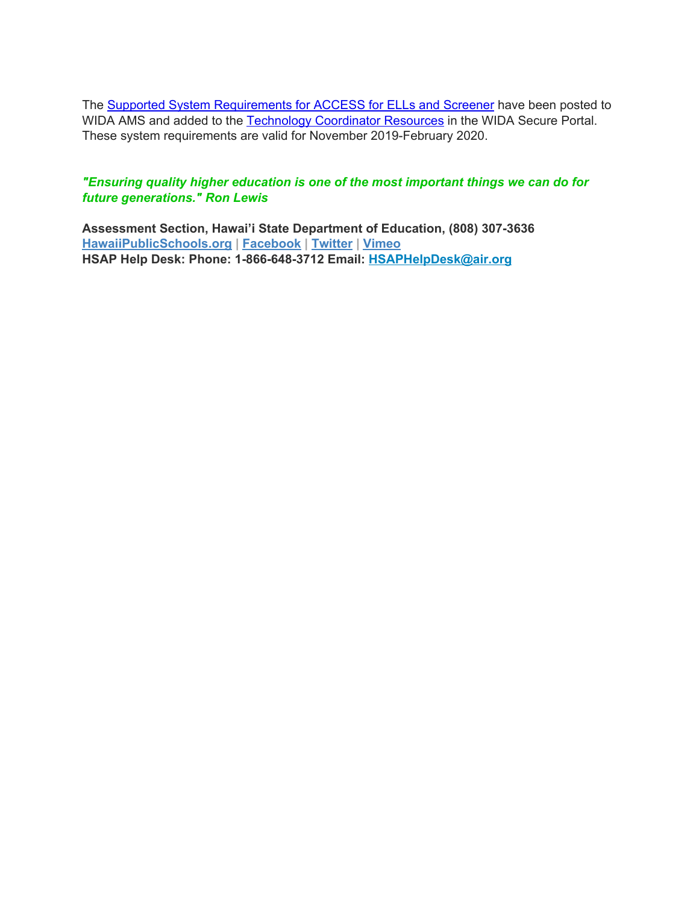The Supported System Requirements for ACCESS for ELLs and Screener have been posted to WIDA AMS and added to the Technology Coordinator Resources in the WIDA Secure Portal. These system requirements are valid for November 2019-February 2020.

***"Ensuring quality higher education is one of the most important things we can do for future generations." Ron Lewis***

**Assessment Section, Hawai'i State Department of Education, (808) 307-3636**
**HawaiiPublicSchools.org | Facebook | Twitter | Vimeo**
**HSAP Help Desk: Phone: 1-866-648-3712 Email: HSAPHelpDesk@air.org**